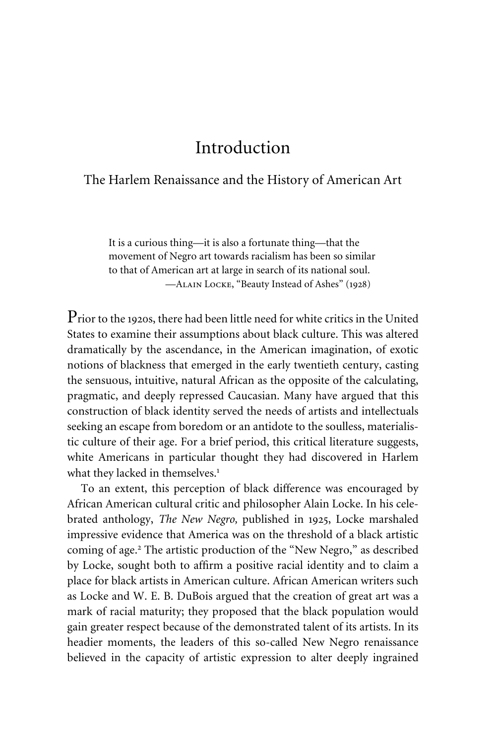# Introduction

## The Harlem Renaissance and the History of American Art

> It is a curious thing—it is also a fortunate thing—that the movement of Negro art towards racialism has been so similar to that of American art at large in search of its national soul.
> —Alain Locke, "Beauty Instead of Ashes" (1928)

Prior to the 1920s, there had been little need for white critics in the United States to examine their assumptions about black culture. This was altered dramatically by the ascendance, in the American imagination, of exotic notions of blackness that emerged in the early twentieth century, casting the sensuous, intuitive, natural African as the opposite of the calculating, pragmatic, and deeply repressed Caucasian. Many have argued that this construction of black identity served the needs of artists and intellectuals seeking an escape from boredom or an antidote to the soulless, materialistic culture of their age. For a brief period, this critical literature suggests, white Americans in particular thought they had discovered in Harlem what they lacked in themselves.[1]

To an extent, this perception of black difference was encouraged by African American cultural critic and philosopher Alain Locke. In his celebrated anthology, *The New Negro,* published in 1925, Locke marshaled impressive evidence that America was on the threshold of a black artistic coming of age.[2] The artistic production of the "New Negro," as described by Locke, sought both to affirm a positive racial identity and to claim a place for black artists in American culture. African American writers such as Locke and W. E. B. DuBois argued that the creation of great art was a mark of racial maturity; they proposed that the black population would gain greater respect because of the demonstrated talent of its artists. In its headier moments, the leaders of this so-called New Negro renaissance believed in the capacity of artistic expression to alter deeply ingrained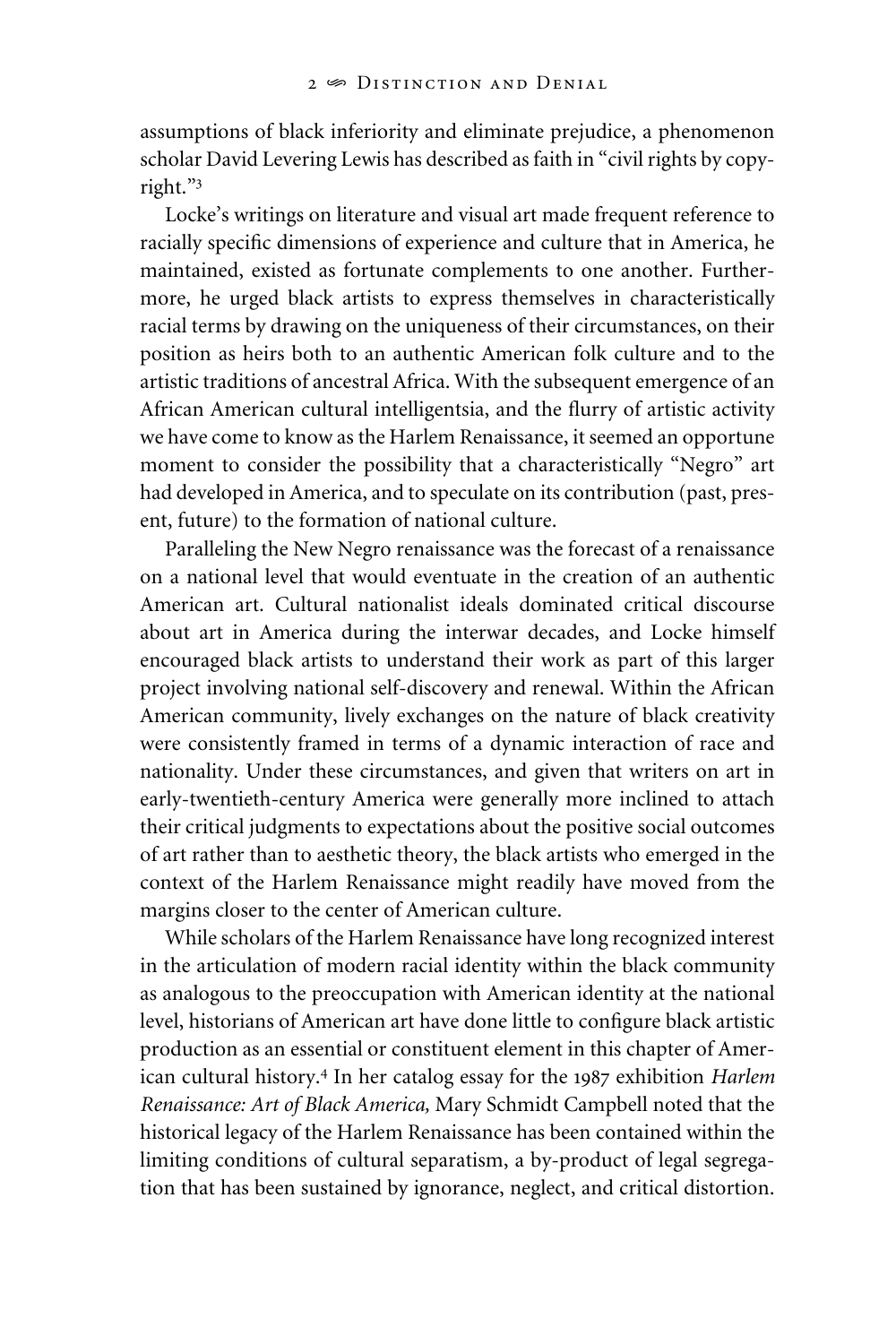assumptions of black inferiority and eliminate prejudice, a phenomenon scholar David Levering Lewis has described as faith in "civil rights by copyright."[3]

Locke's writings on literature and visual art made frequent reference to racially specific dimensions of experience and culture that in America, he maintained, existed as fortunate complements to one another. Furthermore, he urged black artists to express themselves in characteristically racial terms by drawing on the uniqueness of their circumstances, on their position as heirs both to an authentic American folk culture and to the artistic traditions of ancestral Africa. With the subsequent emergence of an African American cultural intelligentsia, and the flurry of artistic activity we have come to know as the Harlem Renaissance, it seemed an opportune moment to consider the possibility that a characteristically "Negro" art had developed in America, and to speculate on its contribution (past, present, future) to the formation of national culture.

Paralleling the New Negro renaissance was the forecast of a renaissance on a national level that would eventuate in the creation of an authentic American art. Cultural nationalist ideals dominated critical discourse about art in America during the interwar decades, and Locke himself encouraged black artists to understand their work as part of this larger project involving national self-discovery and renewal. Within the African American community, lively exchanges on the nature of black creativity were consistently framed in terms of a dynamic interaction of race and nationality. Under these circumstances, and given that writers on art in early-twentieth-century America were generally more inclined to attach their critical judgments to expectations about the positive social outcomes of art rather than to aesthetic theory, the black artists who emerged in the context of the Harlem Renaissance might readily have moved from the margins closer to the center of American culture.

While scholars of the Harlem Renaissance have long recognized interest in the articulation of modern racial identity within the black community as analogous to the preoccupation with American identity at the national level, historians of American art have done little to configure black artistic production as an essential or constituent element in this chapter of American cultural history.[4] In her catalog essay for the 1987 exhibition *Harlem Renaissance: Art of Black America,* Mary Schmidt Campbell noted that the historical legacy of the Harlem Renaissance has been contained within the limiting conditions of cultural separatism, a by-product of legal segregation that has been sustained by ignorance, neglect, and critical distortion.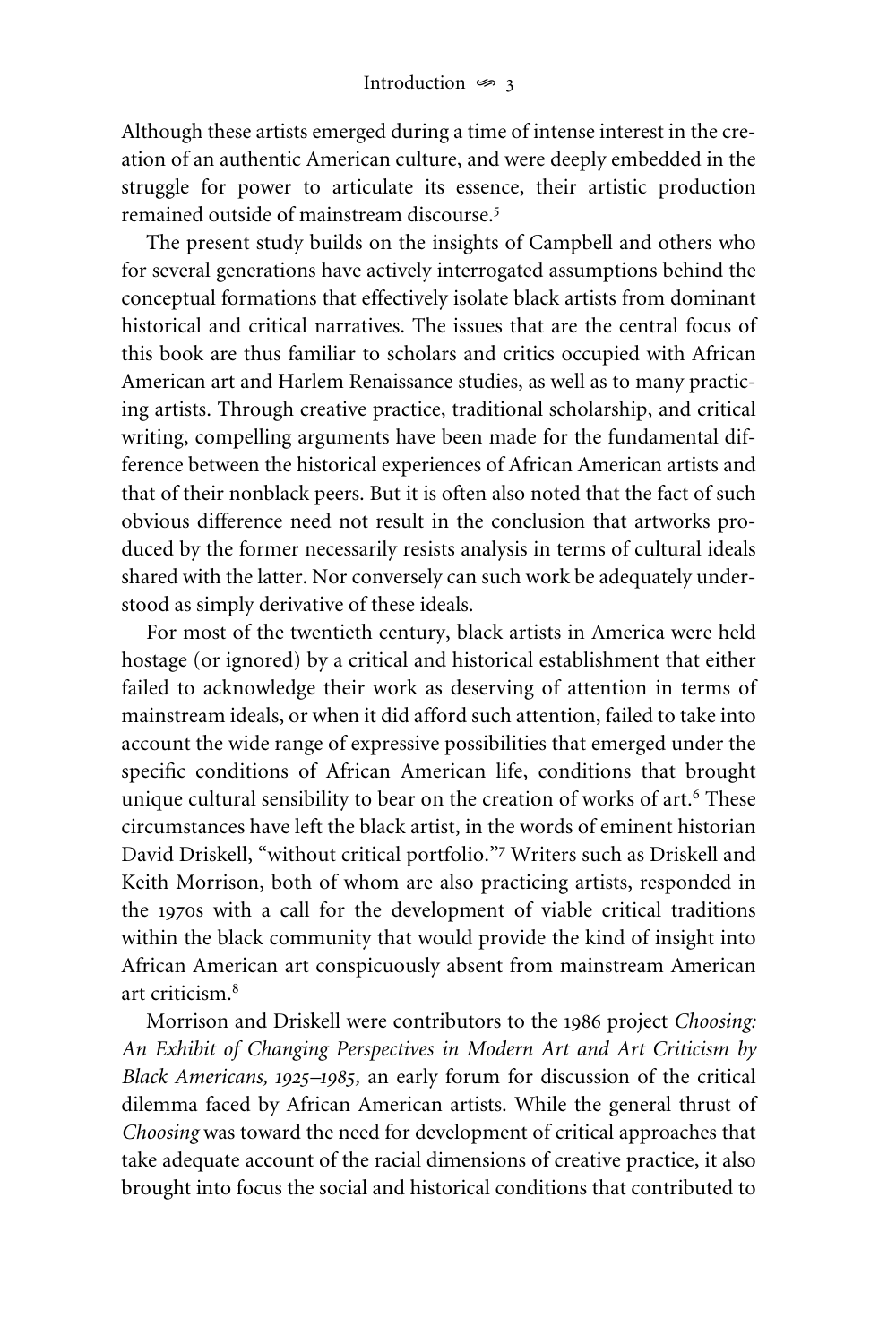Although these artists emerged during a time of intense interest in the creation of an authentic American culture, and were deeply embedded in the struggle for power to articulate its essence, their artistic production remained outside of mainstream discourse.[5]

The present study builds on the insights of Campbell and others who for several generations have actively interrogated assumptions behind the conceptual formations that effectively isolate black artists from dominant historical and critical narratives. The issues that are the central focus of this book are thus familiar to scholars and critics occupied with African American art and Harlem Renaissance studies, as well as to many practicing artists. Through creative practice, traditional scholarship, and critical writing, compelling arguments have been made for the fundamental difference between the historical experiences of African American artists and that of their nonblack peers. But it is often also noted that the fact of such obvious difference need not result in the conclusion that artworks produced by the former necessarily resists analysis in terms of cultural ideals shared with the latter. Nor conversely can such work be adequately understood as simply derivative of these ideals.

For most of the twentieth century, black artists in America were held hostage (or ignored) by a critical and historical establishment that either failed to acknowledge their work as deserving of attention in terms of mainstream ideals, or when it did afford such attention, failed to take into account the wide range of expressive possibilities that emerged under the specific conditions of African American life, conditions that brought unique cultural sensibility to bear on the creation of works of art.[6] These circumstances have left the black artist, in the words of eminent historian David Driskell, "without critical portfolio."[7] Writers such as Driskell and Keith Morrison, both of whom are also practicing artists, responded in the 1970s with a call for the development of viable critical traditions within the black community that would provide the kind of insight into African American art conspicuously absent from mainstream American art criticism.[8]

Morrison and Driskell were contributors to the 1986 project *Choosing: An Exhibit of Changing Perspectives in Modern Art and Art Criticism by Black Americans, 1925–1985,* an early forum for discussion of the critical dilemma faced by African American artists. While the general thrust of *Choosing* was toward the need for development of critical approaches that take adequate account of the racial dimensions of creative practice, it also brought into focus the social and historical conditions that contributed to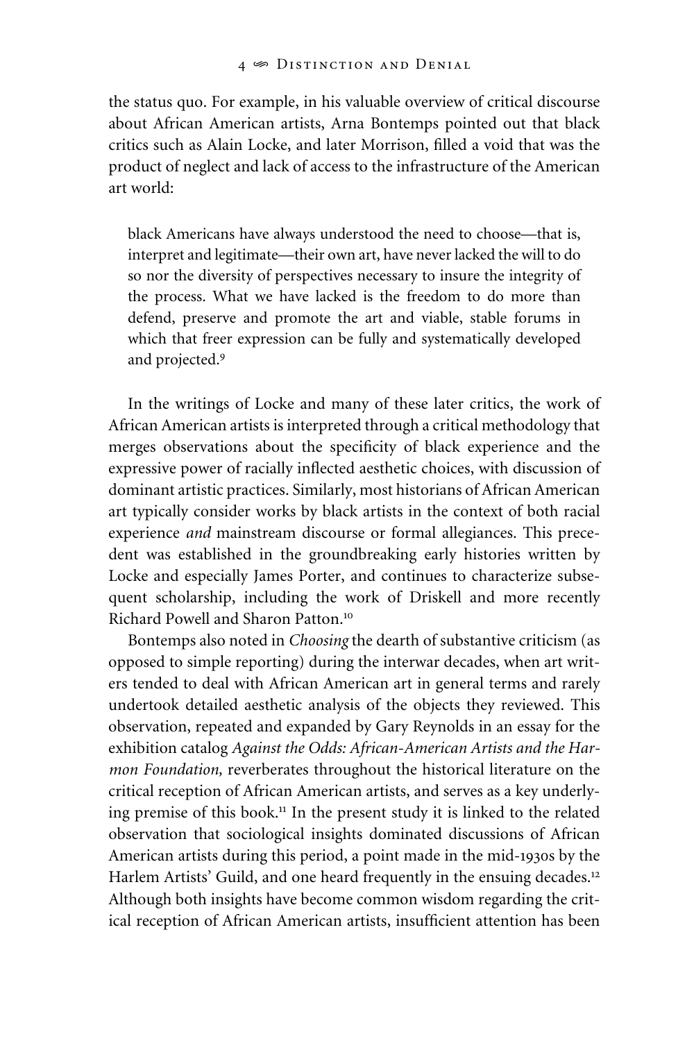the status quo. For example, in his valuable overview of critical discourse about African American artists, Arna Bontemps pointed out that black critics such as Alain Locke, and later Morrison, filled a void that was the product of neglect and lack of access to the infrastructure of the American art world:

> black Americans have always understood the need to choose—that is, interpret and legitimate—their own art, have never lacked the will to do so nor the diversity of perspectives necessary to insure the integrity of the process. What we have lacked is the freedom to do more than defend, preserve and promote the art and viable, stable forums in which that freer expression can be fully and systematically developed and projected.[9]

In the writings of Locke and many of these later critics, the work of African American artists is interpreted through a critical methodology that merges observations about the specificity of black experience and the expressive power of racially inflected aesthetic choices, with discussion of dominant artistic practices. Similarly, most historians of African American art typically consider works by black artists in the context of both racial experience *and* mainstream discourse or formal allegiances. This precedent was established in the groundbreaking early histories written by Locke and especially James Porter, and continues to characterize subsequent scholarship, including the work of Driskell and more recently Richard Powell and Sharon Patton.[10]

Bontemps also noted in *Choosing* the dearth of substantive criticism (as opposed to simple reporting) during the interwar decades, when art writers tended to deal with African American art in general terms and rarely undertook detailed aesthetic analysis of the objects they reviewed. This observation, repeated and expanded by Gary Reynolds in an essay for the exhibition catalog *Against the Odds: African-American Artists and the Harmon Foundation,* reverberates throughout the historical literature on the critical reception of African American artists, and serves as a key underlying premise of this book.[11] In the present study it is linked to the related observation that sociological insights dominated discussions of African American artists during this period, a point made in the mid-1930s by the Harlem Artists' Guild, and one heard frequently in the ensuing decades.[12] Although both insights have become common wisdom regarding the critical reception of African American artists, insufficient attention has been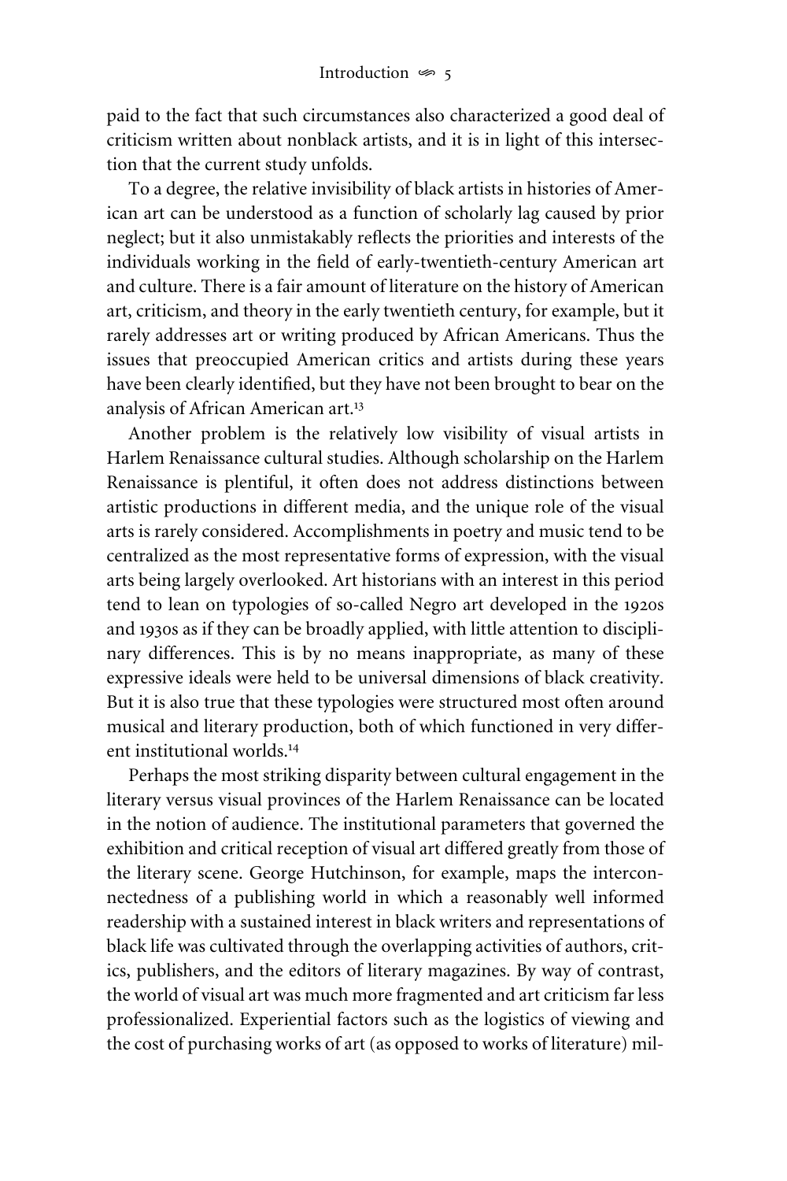paid to the fact that such circumstances also characterized a good deal of criticism written about nonblack artists, and it is in light of this intersection that the current study unfolds.

To a degree, the relative invisibility of black artists in histories of American art can be understood as a function of scholarly lag caused by prior neglect; but it also unmistakably reflects the priorities and interests of the individuals working in the field of early-twentieth-century American art and culture. There is a fair amount of literature on the history of American art, criticism, and theory in the early twentieth century, for example, but it rarely addresses art or writing produced by African Americans. Thus the issues that preoccupied American critics and artists during these years have been clearly identified, but they have not been brought to bear on the analysis of African American art.[13]

Another problem is the relatively low visibility of visual artists in Harlem Renaissance cultural studies. Although scholarship on the Harlem Renaissance is plentiful, it often does not address distinctions between artistic productions in different media, and the unique role of the visual arts is rarely considered. Accomplishments in poetry and music tend to be centralized as the most representative forms of expression, with the visual arts being largely overlooked. Art historians with an interest in this period tend to lean on typologies of so-called Negro art developed in the 1920s and 1930s as if they can be broadly applied, with little attention to disciplinary differences. This is by no means inappropriate, as many of these expressive ideals were held to be universal dimensions of black creativity. But it is also true that these typologies were structured most often around musical and literary production, both of which functioned in very different institutional worlds.[14]

Perhaps the most striking disparity between cultural engagement in the literary versus visual provinces of the Harlem Renaissance can be located in the notion of audience. The institutional parameters that governed the exhibition and critical reception of visual art differed greatly from those of the literary scene. George Hutchinson, for example, maps the interconnectedness of a publishing world in which a reasonably well informed readership with a sustained interest in black writers and representations of black life was cultivated through the overlapping activities of authors, critics, publishers, and the editors of literary magazines. By way of contrast, the world of visual art was much more fragmented and art criticism far less professionalized. Experiential factors such as the logistics of viewing and the cost of purchasing works of art (as opposed to works of literature) mil-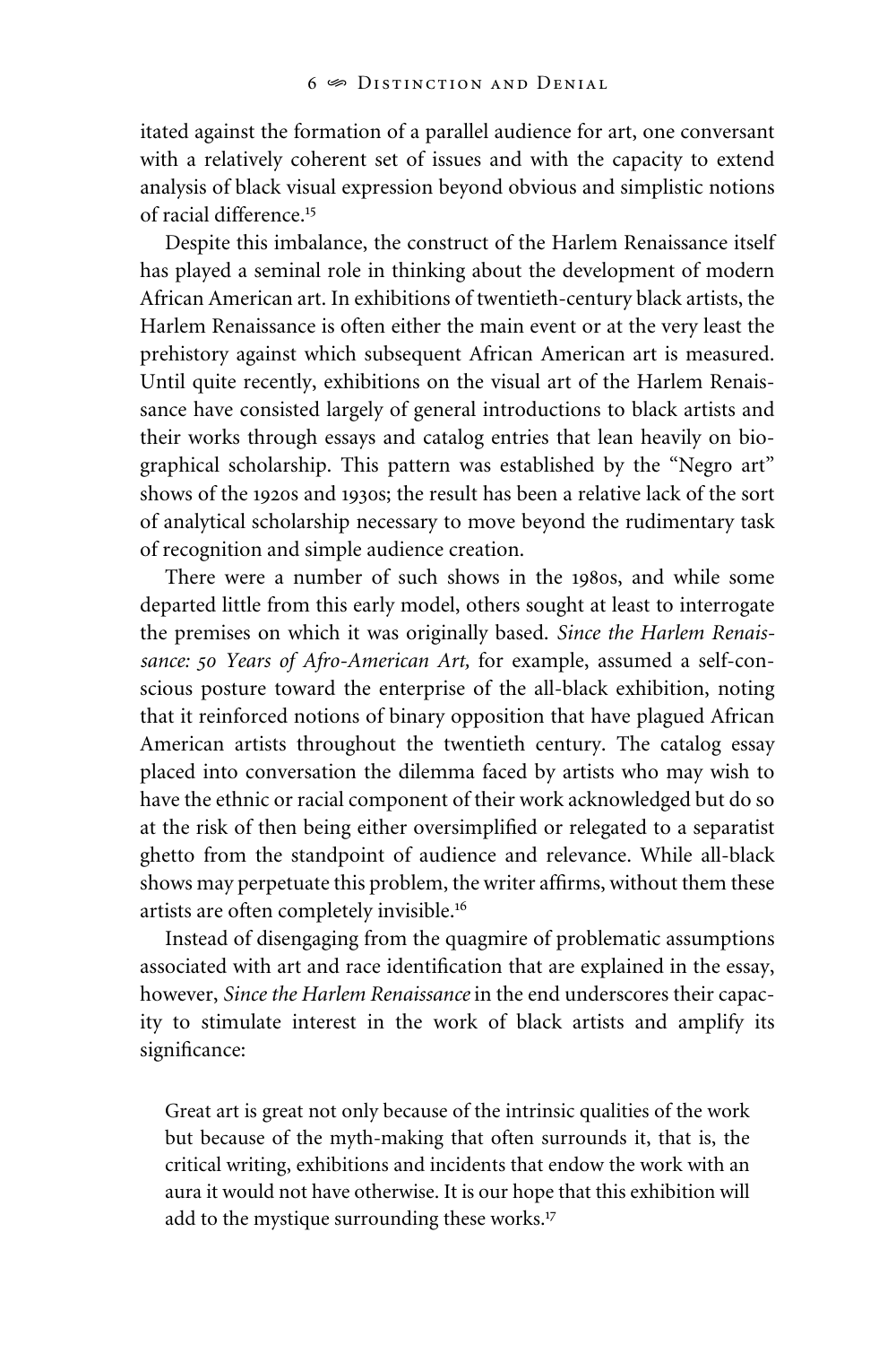itated against the formation of a parallel audience for art, one conversant with a relatively coherent set of issues and with the capacity to extend analysis of black visual expression beyond obvious and simplistic notions of racial difference.[15]

Despite this imbalance, the construct of the Harlem Renaissance itself has played a seminal role in thinking about the development of modern African American art. In exhibitions of twentieth-century black artists, the Harlem Renaissance is often either the main event or at the very least the prehistory against which subsequent African American art is measured. Until quite recently, exhibitions on the visual art of the Harlem Renaissance have consisted largely of general introductions to black artists and their works through essays and catalog entries that lean heavily on biographical scholarship. This pattern was established by the "Negro art" shows of the 1920s and 1930s; the result has been a relative lack of the sort of analytical scholarship necessary to move beyond the rudimentary task of recognition and simple audience creation.

There were a number of such shows in the 1980s, and while some departed little from this early model, others sought at least to interrogate the premises on which it was originally based. *Since the Harlem Renaissance: 50 Years of Afro-American Art,* for example, assumed a self-conscious posture toward the enterprise of the all-black exhibition, noting that it reinforced notions of binary opposition that have plagued African American artists throughout the twentieth century. The catalog essay placed into conversation the dilemma faced by artists who may wish to have the ethnic or racial component of their work acknowledged but do so at the risk of then being either oversimplified or relegated to a separatist ghetto from the standpoint of audience and relevance. While all-black shows may perpetuate this problem, the writer affirms, without them these artists are often completely invisible.[16]

Instead of disengaging from the quagmire of problematic assumptions associated with art and race identification that are explained in the essay, however, *Since the Harlem Renaissance* in the end underscores their capacity to stimulate interest in the work of black artists and amplify its significance:

> Great art is great not only because of the intrinsic qualities of the work but because of the myth-making that often surrounds it, that is, the critical writing, exhibitions and incidents that endow the work with an aura it would not have otherwise. It is our hope that this exhibition will add to the mystique surrounding these works.[17]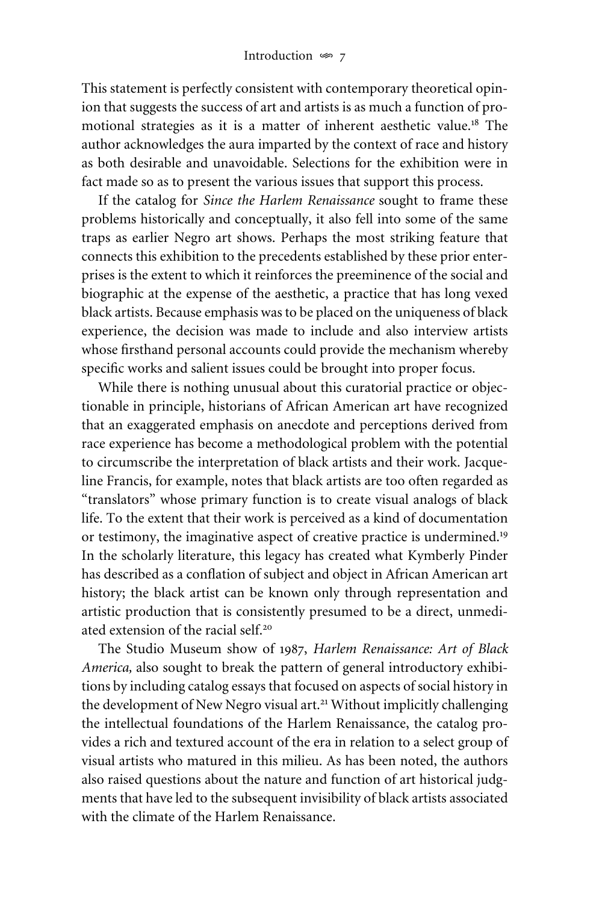This statement is perfectly consistent with contemporary theoretical opinion that suggests the success of art and artists is as much a function of promotional strategies as it is a matter of inherent aesthetic value.[18] The author acknowledges the aura imparted by the context of race and history as both desirable and unavoidable. Selections for the exhibition were in fact made so as to present the various issues that support this process.

If the catalog for *Since the Harlem Renaissance* sought to frame these problems historically and conceptually, it also fell into some of the same traps as earlier Negro art shows. Perhaps the most striking feature that connects this exhibition to the precedents established by these prior enterprises is the extent to which it reinforces the preeminence of the social and biographic at the expense of the aesthetic, a practice that has long vexed black artists. Because emphasis was to be placed on the uniqueness of black experience, the decision was made to include and also interview artists whose firsthand personal accounts could provide the mechanism whereby specific works and salient issues could be brought into proper focus.

While there is nothing unusual about this curatorial practice or objectionable in principle, historians of African American art have recognized that an exaggerated emphasis on anecdote and perceptions derived from race experience has become a methodological problem with the potential to circumscribe the interpretation of black artists and their work. Jacqueline Francis, for example, notes that black artists are too often regarded as "translators" whose primary function is to create visual analogs of black life. To the extent that their work is perceived as a kind of documentation or testimony, the imaginative aspect of creative practice is undermined.[19] In the scholarly literature, this legacy has created what Kymberly Pinder has described as a conflation of subject and object in African American art history; the black artist can be known only through representation and artistic production that is consistently presumed to be a direct, unmediated extension of the racial self.[20]

The Studio Museum show of 1987, *Harlem Renaissance: Art of Black America,* also sought to break the pattern of general introductory exhibitions by including catalog essays that focused on aspects of social history in the development of New Negro visual art.[21] Without implicitly challenging the intellectual foundations of the Harlem Renaissance, the catalog provides a rich and textured account of the era in relation to a select group of visual artists who matured in this milieu. As has been noted, the authors also raised questions about the nature and function of art historical judgments that have led to the subsequent invisibility of black artists associated with the climate of the Harlem Renaissance.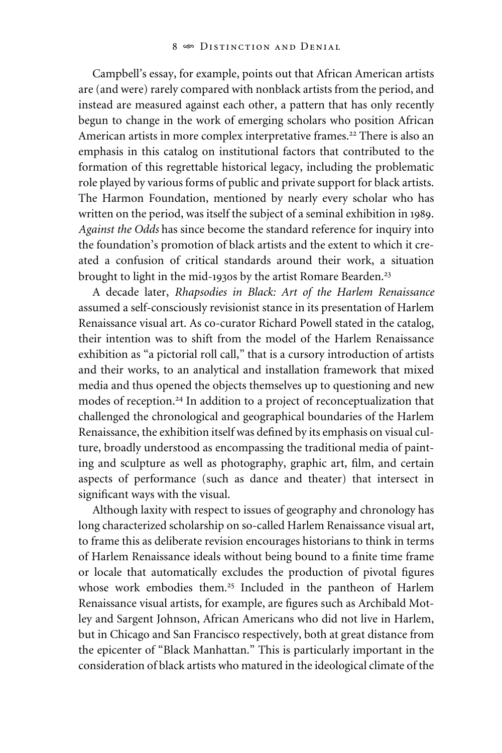Campbell's essay, for example, points out that African American artists are (and were) rarely compared with nonblack artists from the period, and instead are measured against each other, a pattern that has only recently begun to change in the work of emerging scholars who position African American artists in more complex interpretative frames.[22] There is also an emphasis in this catalog on institutional factors that contributed to the formation of this regrettable historical legacy, including the problematic role played by various forms of public and private support for black artists. The Harmon Foundation, mentioned by nearly every scholar who has written on the period, was itself the subject of a seminal exhibition in 1989. *Against the Odds* has since become the standard reference for inquiry into the foundation's promotion of black artists and the extent to which it created a confusion of critical standards around their work, a situation brought to light in the mid-1930s by the artist Romare Bearden.[23]

A decade later, *Rhapsodies in Black: Art of the Harlem Renaissance* assumed a self-consciously revisionist stance in its presentation of Harlem Renaissance visual art. As co-curator Richard Powell stated in the catalog, their intention was to shift from the model of the Harlem Renaissance exhibition as "a pictorial roll call," that is a cursory introduction of artists and their works, to an analytical and installation framework that mixed media and thus opened the objects themselves up to questioning and new modes of reception.[24] In addition to a project of reconceptualization that challenged the chronological and geographical boundaries of the Harlem Renaissance, the exhibition itself was defined by its emphasis on visual culture, broadly understood as encompassing the traditional media of painting and sculpture as well as photography, graphic art, film, and certain aspects of performance (such as dance and theater) that intersect in significant ways with the visual.

Although laxity with respect to issues of geography and chronology has long characterized scholarship on so-called Harlem Renaissance visual art, to frame this as deliberate revision encourages historians to think in terms of Harlem Renaissance ideals without being bound to a finite time frame or locale that automatically excludes the production of pivotal figures whose work embodies them.[25] Included in the pantheon of Harlem Renaissance visual artists, for example, are figures such as Archibald Motley and Sargent Johnson, African Americans who did not live in Harlem, but in Chicago and San Francisco respectively, both at great distance from the epicenter of "Black Manhattan." This is particularly important in the consideration of black artists who matured in the ideological climate of the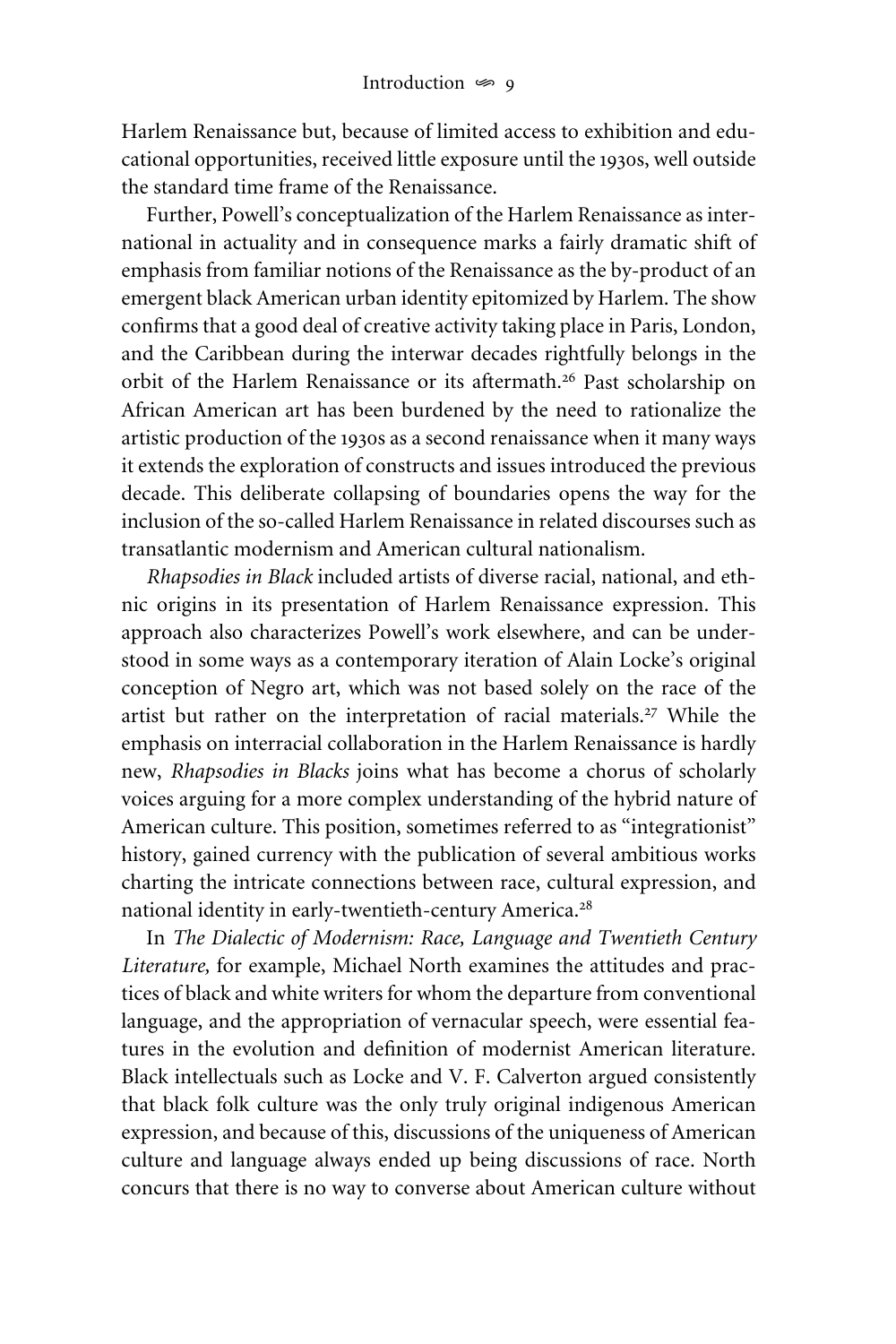Harlem Renaissance but, because of limited access to exhibition and educational opportunities, received little exposure until the 1930s, well outside the standard time frame of the Renaissance.

Further, Powell's conceptualization of the Harlem Renaissance as international in actuality and in consequence marks a fairly dramatic shift of emphasis from familiar notions of the Renaissance as the by-product of an emergent black American urban identity epitomized by Harlem. The show confirms that a good deal of creative activity taking place in Paris, London, and the Caribbean during the interwar decades rightfully belongs in the orbit of the Harlem Renaissance or its aftermath.[26] Past scholarship on African American art has been burdened by the need to rationalize the artistic production of the 1930s as a second renaissance when it many ways it extends the exploration of constructs and issues introduced the previous decade. This deliberate collapsing of boundaries opens the way for the inclusion of the so-called Harlem Renaissance in related discourses such as transatlantic modernism and American cultural nationalism.

*Rhapsodies in Black* included artists of diverse racial, national, and ethnic origins in its presentation of Harlem Renaissance expression. This approach also characterizes Powell's work elsewhere, and can be understood in some ways as a contemporary iteration of Alain Locke's original conception of Negro art, which was not based solely on the race of the artist but rather on the interpretation of racial materials.[27] While the emphasis on interracial collaboration in the Harlem Renaissance is hardly new, *Rhapsodies in Blacks* joins what has become a chorus of scholarly voices arguing for a more complex understanding of the hybrid nature of American culture. This position, sometimes referred to as "integrationist" history, gained currency with the publication of several ambitious works charting the intricate connections between race, cultural expression, and national identity in early-twentieth-century America.[28]

In *The Dialectic of Modernism: Race, Language and Twentieth Century Literature,* for example, Michael North examines the attitudes and practices of black and white writers for whom the departure from conventional language, and the appropriation of vernacular speech, were essential features in the evolution and definition of modernist American literature. Black intellectuals such as Locke and V. F. Calverton argued consistently that black folk culture was the only truly original indigenous American expression, and because of this, discussions of the uniqueness of American culture and language always ended up being discussions of race. North concurs that there is no way to converse about American culture without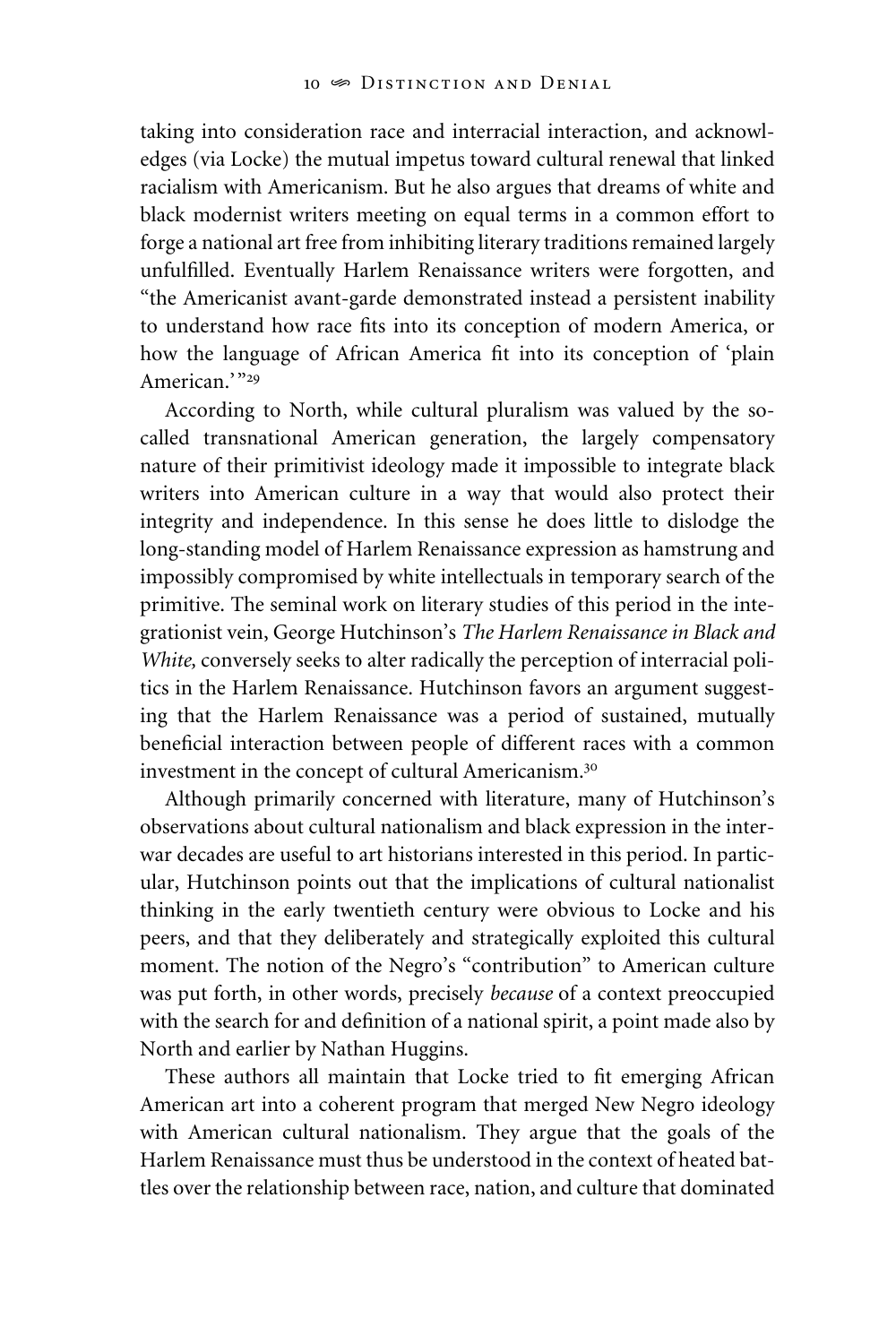taking into consideration race and interracial interaction, and acknowledges (via Locke) the mutual impetus toward cultural renewal that linked racialism with Americanism. But he also argues that dreams of white and black modernist writers meeting on equal terms in a common effort to forge a national art free from inhibiting literary traditions remained largely unfulfilled. Eventually Harlem Renaissance writers were forgotten, and "the Americanist avant-garde demonstrated instead a persistent inability to understand how race fits into its conception of modern America, or how the language of African America fit into its conception of 'plain American.'"[29]

According to North, while cultural pluralism was valued by the so-called transnational American generation, the largely compensatory nature of their primitivist ideology made it impossible to integrate black writers into American culture in a way that would also protect their integrity and independence. In this sense he does little to dislodge the long-standing model of Harlem Renaissance expression as hamstrung and impossibly compromised by white intellectuals in temporary search of the primitive. The seminal work on literary studies of this period in the integrationist vein, George Hutchinson's *The Harlem Renaissance in Black and White,* conversely seeks to alter radically the perception of interracial politics in the Harlem Renaissance. Hutchinson favors an argument suggesting that the Harlem Renaissance was a period of sustained, mutually beneficial interaction between people of different races with a common investment in the concept of cultural Americanism.[30]

Although primarily concerned with literature, many of Hutchinson's observations about cultural nationalism and black expression in the interwar decades are useful to art historians interested in this period. In particular, Hutchinson points out that the implications of cultural nationalist thinking in the early twentieth century were obvious to Locke and his peers, and that they deliberately and strategically exploited this cultural moment. The notion of the Negro's "contribution" to American culture was put forth, in other words, precisely *because* of a context preoccupied with the search for and definition of a national spirit, a point made also by North and earlier by Nathan Huggins.

These authors all maintain that Locke tried to fit emerging African American art into a coherent program that merged New Negro ideology with American cultural nationalism. They argue that the goals of the Harlem Renaissance must thus be understood in the context of heated battles over the relationship between race, nation, and culture that dominated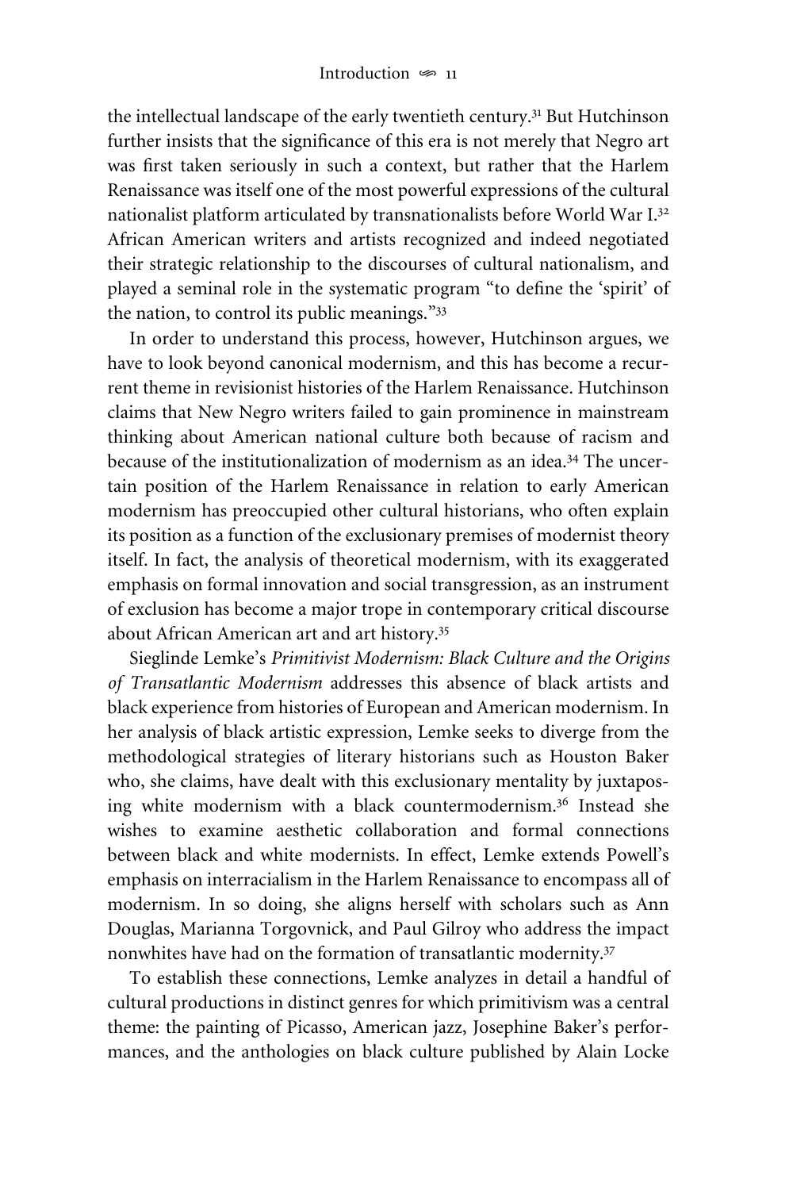the intellectual landscape of the early twentieth century.[31] But Hutchinson further insists that the significance of this era is not merely that Negro art was first taken seriously in such a context, but rather that the Harlem Renaissance was itself one of the most powerful expressions of the cultural nationalist platform articulated by transnationalists before World War I.[32] African American writers and artists recognized and indeed negotiated their strategic relationship to the discourses of cultural nationalism, and played a seminal role in the systematic program "to define the 'spirit' of the nation, to control its public meanings."[33]

In order to understand this process, however, Hutchinson argues, we have to look beyond canonical modernism, and this has become a recurrent theme in revisionist histories of the Harlem Renaissance. Hutchinson claims that New Negro writers failed to gain prominence in mainstream thinking about American national culture both because of racism and because of the institutionalization of modernism as an idea.[34] The uncertain position of the Harlem Renaissance in relation to early American modernism has preoccupied other cultural historians, who often explain its position as a function of the exclusionary premises of modernist theory itself. In fact, the analysis of theoretical modernism, with its exaggerated emphasis on formal innovation and social transgression, as an instrument of exclusion has become a major trope in contemporary critical discourse about African American art and art history.[35]

Sieglinde Lemke's *Primitivist Modernism: Black Culture and the Origins of Transatlantic Modernism* addresses this absence of black artists and black experience from histories of European and American modernism. In her analysis of black artistic expression, Lemke seeks to diverge from the methodological strategies of literary historians such as Houston Baker who, she claims, have dealt with this exclusionary mentality by juxtaposing white modernism with a black countermodernism.[36] Instead she wishes to examine aesthetic collaboration and formal connections between black and white modernists. In effect, Lemke extends Powell's emphasis on interracialism in the Harlem Renaissance to encompass all of modernism. In so doing, she aligns herself with scholars such as Ann Douglas, Marianna Torgovnick, and Paul Gilroy who address the impact nonwhites have had on the formation of transatlantic modernity.[37]

To establish these connections, Lemke analyzes in detail a handful of cultural productions in distinct genres for which primitivism was a central theme: the painting of Picasso, American jazz, Josephine Baker's performances, and the anthologies on black culture published by Alain Locke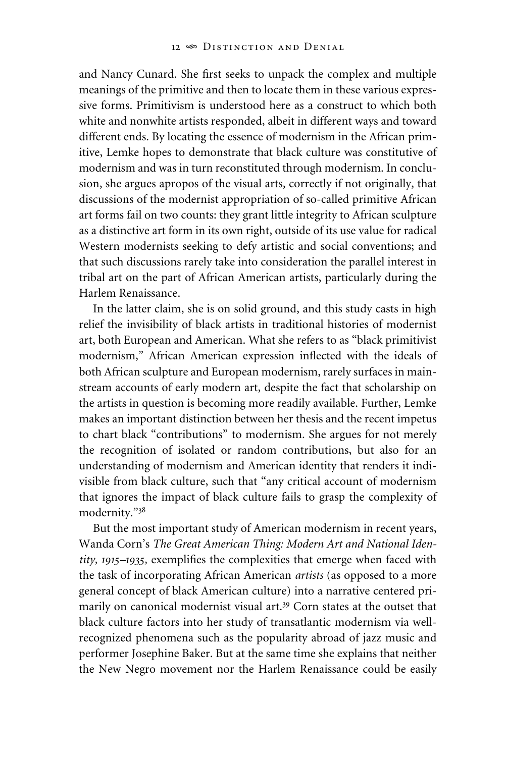and Nancy Cunard. She first seeks to unpack the complex and multiple meanings of the primitive and then to locate them in these various expressive forms. Primitivism is understood here as a construct to which both white and nonwhite artists responded, albeit in different ways and toward different ends. By locating the essence of modernism in the African primitive, Lemke hopes to demonstrate that black culture was constitutive of modernism and was in turn reconstituted through modernism. In conclusion, she argues apropos of the visual arts, correctly if not originally, that discussions of the modernist appropriation of so-called primitive African art forms fail on two counts: they grant little integrity to African sculpture as a distinctive art form in its own right, outside of its use value for radical Western modernists seeking to defy artistic and social conventions; and that such discussions rarely take into consideration the parallel interest in tribal art on the part of African American artists, particularly during the Harlem Renaissance.

In the latter claim, she is on solid ground, and this study casts in high relief the invisibility of black artists in traditional histories of modernist art, both European and American. What she refers to as "black primitivist modernism," African American expression inflected with the ideals of both African sculpture and European modernism, rarely surfaces in mainstream accounts of early modern art, despite the fact that scholarship on the artists in question is becoming more readily available. Further, Lemke makes an important distinction between her thesis and the recent impetus to chart black "contributions" to modernism. She argues for not merely the recognition of isolated or random contributions, but also for an understanding of modernism and American identity that renders it indivisible from black culture, such that "any critical account of modernism that ignores the impact of black culture fails to grasp the complexity of modernity."[38]

But the most important study of American modernism in recent years, Wanda Corn's *The Great American Thing: Modern Art and National Identity, 1915–1935*, exemplifies the complexities that emerge when faced with the task of incorporating African American *artists* (as opposed to a more general concept of black American culture) into a narrative centered primarily on canonical modernist visual art.[39] Corn states at the outset that black culture factors into her study of transatlantic modernism via well-recognized phenomena such as the popularity abroad of jazz music and performer Josephine Baker. But at the same time she explains that neither the New Negro movement nor the Harlem Renaissance could be easily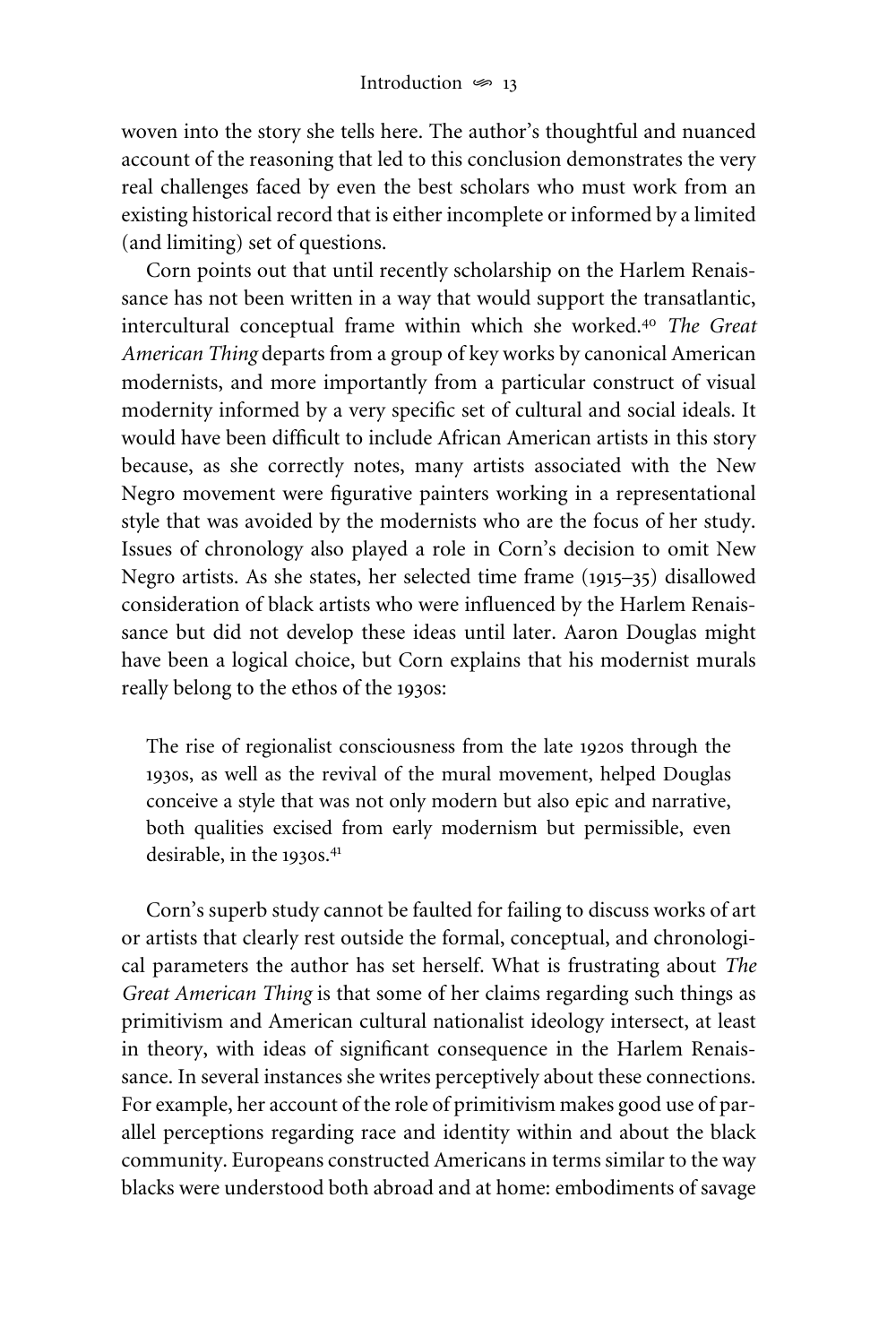woven into the story she tells here. The author's thoughtful and nuanced account of the reasoning that led to this conclusion demonstrates the very real challenges faced by even the best scholars who must work from an existing historical record that is either incomplete or informed by a limited (and limiting) set of questions.

Corn points out that until recently scholarship on the Harlem Renaissance has not been written in a way that would support the transatlantic, intercultural conceptual frame within which she worked.[40] *The Great American Thing* departs from a group of key works by canonical American modernists, and more importantly from a particular construct of visual modernity informed by a very specific set of cultural and social ideals. It would have been difficult to include African American artists in this story because, as she correctly notes, many artists associated with the New Negro movement were figurative painters working in a representational style that was avoided by the modernists who are the focus of her study. Issues of chronology also played a role in Corn's decision to omit New Negro artists. As she states, her selected time frame (1915–35) disallowed consideration of black artists who were influenced by the Harlem Renaissance but did not develop these ideas until later. Aaron Douglas might have been a logical choice, but Corn explains that his modernist murals really belong to the ethos of the 1930s:

> The rise of regionalist consciousness from the late 1920s through the 1930s, as well as the revival of the mural movement, helped Douglas conceive a style that was not only modern but also epic and narrative, both qualities excised from early modernism but permissible, even desirable, in the 1930s.[41]

Corn's superb study cannot be faulted for failing to discuss works of art or artists that clearly rest outside the formal, conceptual, and chronological parameters the author has set herself. What is frustrating about *The Great American Thing* is that some of her claims regarding such things as primitivism and American cultural nationalist ideology intersect, at least in theory, with ideas of significant consequence in the Harlem Renaissance. In several instances she writes perceptively about these connections. For example, her account of the role of primitivism makes good use of parallel perceptions regarding race and identity within and about the black community. Europeans constructed Americans in terms similar to the way blacks were understood both abroad and at home: embodiments of savage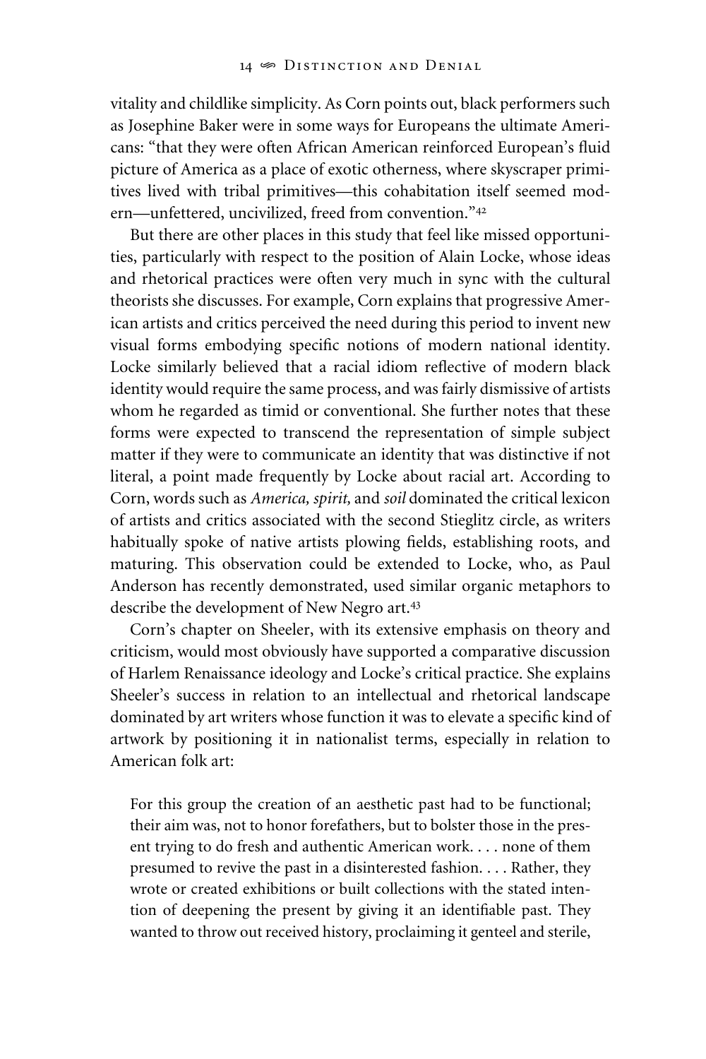vitality and childlike simplicity. As Corn points out, black performers such as Josephine Baker were in some ways for Europeans the ultimate Americans: "that they were often African American reinforced European's fluid picture of America as a place of exotic otherness, where skyscraper primitives lived with tribal primitives—this cohabitation itself seemed modern—unfettered, uncivilized, freed from convention."[42]

But there are other places in this study that feel like missed opportunities, particularly with respect to the position of Alain Locke, whose ideas and rhetorical practices were often very much in sync with the cultural theorists she discusses. For example, Corn explains that progressive American artists and critics perceived the need during this period to invent new visual forms embodying specific notions of modern national identity. Locke similarly believed that a racial idiom reflective of modern black identity would require the same process, and was fairly dismissive of artists whom he regarded as timid or conventional. She further notes that these forms were expected to transcend the representation of simple subject matter if they were to communicate an identity that was distinctive if not literal, a point made frequently by Locke about racial art. According to Corn, words such as *America, spirit,* and *soil* dominated the critical lexicon of artists and critics associated with the second Stieglitz circle, as writers habitually spoke of native artists plowing fields, establishing roots, and maturing. This observation could be extended to Locke, who, as Paul Anderson has recently demonstrated, used similar organic metaphors to describe the development of New Negro art.[43]

Corn's chapter on Sheeler, with its extensive emphasis on theory and criticism, would most obviously have supported a comparative discussion of Harlem Renaissance ideology and Locke's critical practice. She explains Sheeler's success in relation to an intellectual and rhetorical landscape dominated by art writers whose function it was to elevate a specific kind of artwork by positioning it in nationalist terms, especially in relation to American folk art:

> For this group the creation of an aesthetic past had to be functional; their aim was, not to honor forefathers, but to bolster those in the present trying to do fresh and authentic American work. . . . none of them presumed to revive the past in a disinterested fashion. . . . Rather, they wrote or created exhibitions or built collections with the stated intention of deepening the present by giving it an identifiable past. They wanted to throw out received history, proclaiming it genteel and sterile,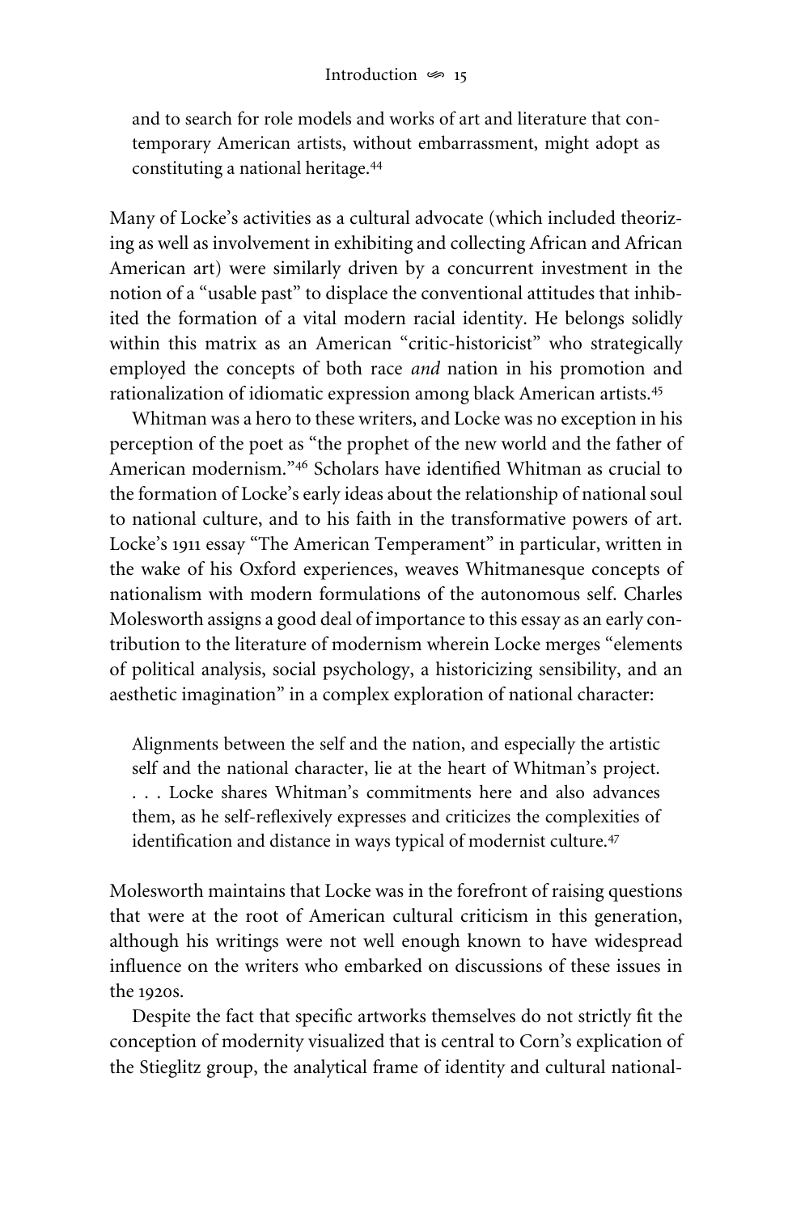> and to search for role models and works of art and literature that contemporary American artists, without embarrassment, might adopt as constituting a national heritage.[44]

Many of Locke's activities as a cultural advocate (which included theorizing as well as involvement in exhibiting and collecting African and African American art) were similarly driven by a concurrent investment in the notion of a "usable past" to displace the conventional attitudes that inhibited the formation of a vital modern racial identity. He belongs solidly within this matrix as an American "critic-historicist" who strategically employed the concepts of both race *and* nation in his promotion and rationalization of idiomatic expression among black American artists.[45]

Whitman was a hero to these writers, and Locke was no exception in his perception of the poet as "the prophet of the new world and the father of American modernism."[46] Scholars have identified Whitman as crucial to the formation of Locke's early ideas about the relationship of national soul to national culture, and to his faith in the transformative powers of art. Locke's 1911 essay "The American Temperament" in particular, written in the wake of his Oxford experiences, weaves Whitmanesque concepts of nationalism with modern formulations of the autonomous self. Charles Molesworth assigns a good deal of importance to this essay as an early contribution to the literature of modernism wherein Locke merges "elements of political analysis, social psychology, a historicizing sensibility, and an aesthetic imagination" in a complex exploration of national character:

> Alignments between the self and the nation, and especially the artistic self and the national character, lie at the heart of Whitman's project. . . . Locke shares Whitman's commitments here and also advances them, as he self-reflexively expresses and criticizes the complexities of identification and distance in ways typical of modernist culture.[47]

Molesworth maintains that Locke was in the forefront of raising questions that were at the root of American cultural criticism in this generation, although his writings were not well enough known to have widespread influence on the writers who embarked on discussions of these issues in the 1920s.

Despite the fact that specific artworks themselves do not strictly fit the conception of modernity visualized that is central to Corn's explication of the Stieglitz group, the analytical frame of identity and cultural national-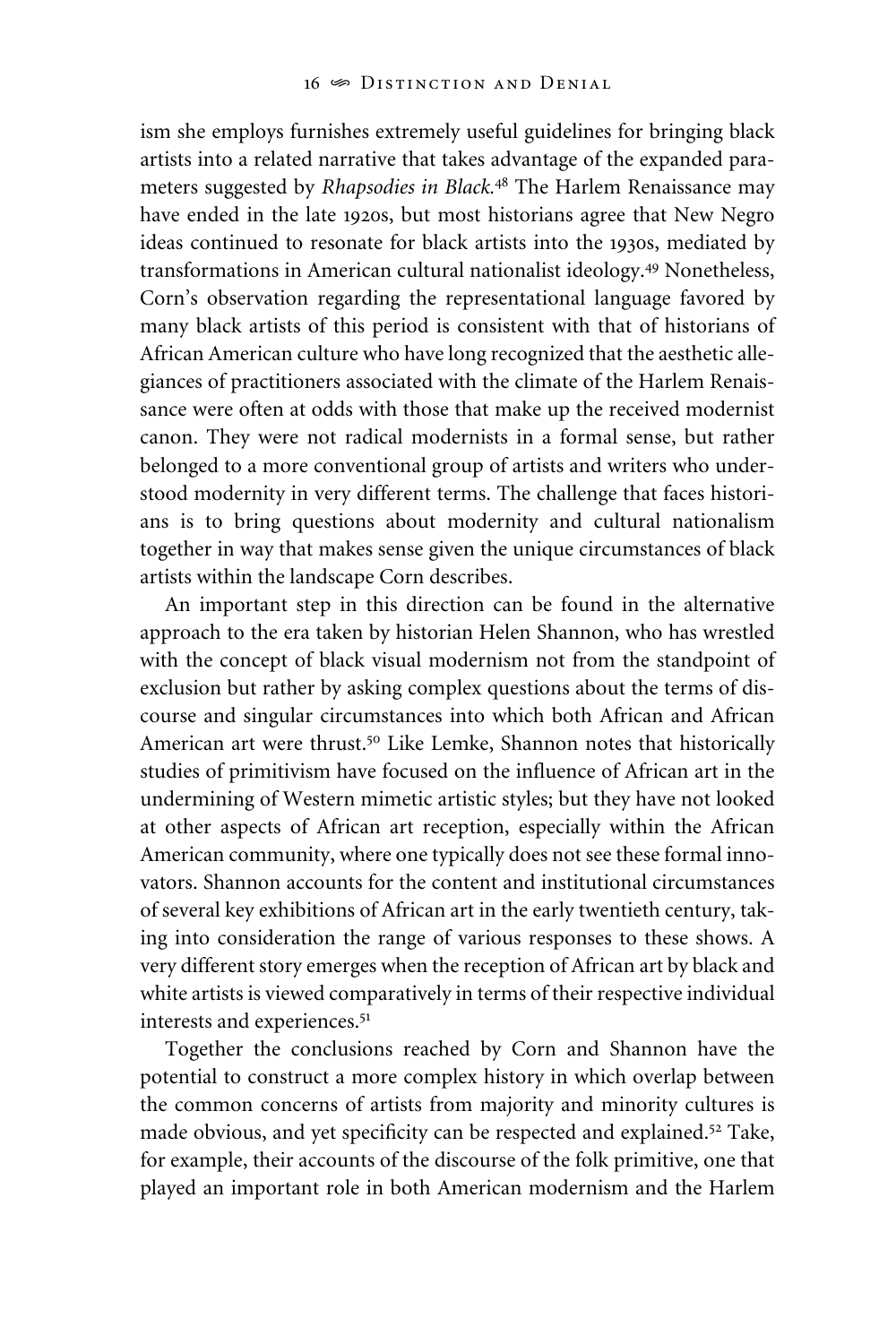ism she employs furnishes extremely useful guidelines for bringing black artists into a related narrative that takes advantage of the expanded parameters suggested by *Rhapsodies in Black*.[48] The Harlem Renaissance may have ended in the late 1920s, but most historians agree that New Negro ideas continued to resonate for black artists into the 1930s, mediated by transformations in American cultural nationalist ideology.[49] Nonetheless, Corn's observation regarding the representational language favored by many black artists of this period is consistent with that of historians of African American culture who have long recognized that the aesthetic allegiances of practitioners associated with the climate of the Harlem Renaissance were often at odds with those that make up the received modernist canon. They were not radical modernists in a formal sense, but rather belonged to a more conventional group of artists and writers who understood modernity in very different terms. The challenge that faces historians is to bring questions about modernity and cultural nationalism together in way that makes sense given the unique circumstances of black artists within the landscape Corn describes.

An important step in this direction can be found in the alternative approach to the era taken by historian Helen Shannon, who has wrestled with the concept of black visual modernism not from the standpoint of exclusion but rather by asking complex questions about the terms of discourse and singular circumstances into which both African and African American art were thrust.[50] Like Lemke, Shannon notes that historically studies of primitivism have focused on the influence of African art in the undermining of Western mimetic artistic styles; but they have not looked at other aspects of African art reception, especially within the African American community, where one typically does not see these formal innovators. Shannon accounts for the content and institutional circumstances of several key exhibitions of African art in the early twentieth century, taking into consideration the range of various responses to these shows. A very different story emerges when the reception of African art by black and white artists is viewed comparatively in terms of their respective individual interests and experiences.[51]

Together the conclusions reached by Corn and Shannon have the potential to construct a more complex history in which overlap between the common concerns of artists from majority and minority cultures is made obvious, and yet specificity can be respected and explained.[52] Take, for example, their accounts of the discourse of the folk primitive, one that played an important role in both American modernism and the Harlem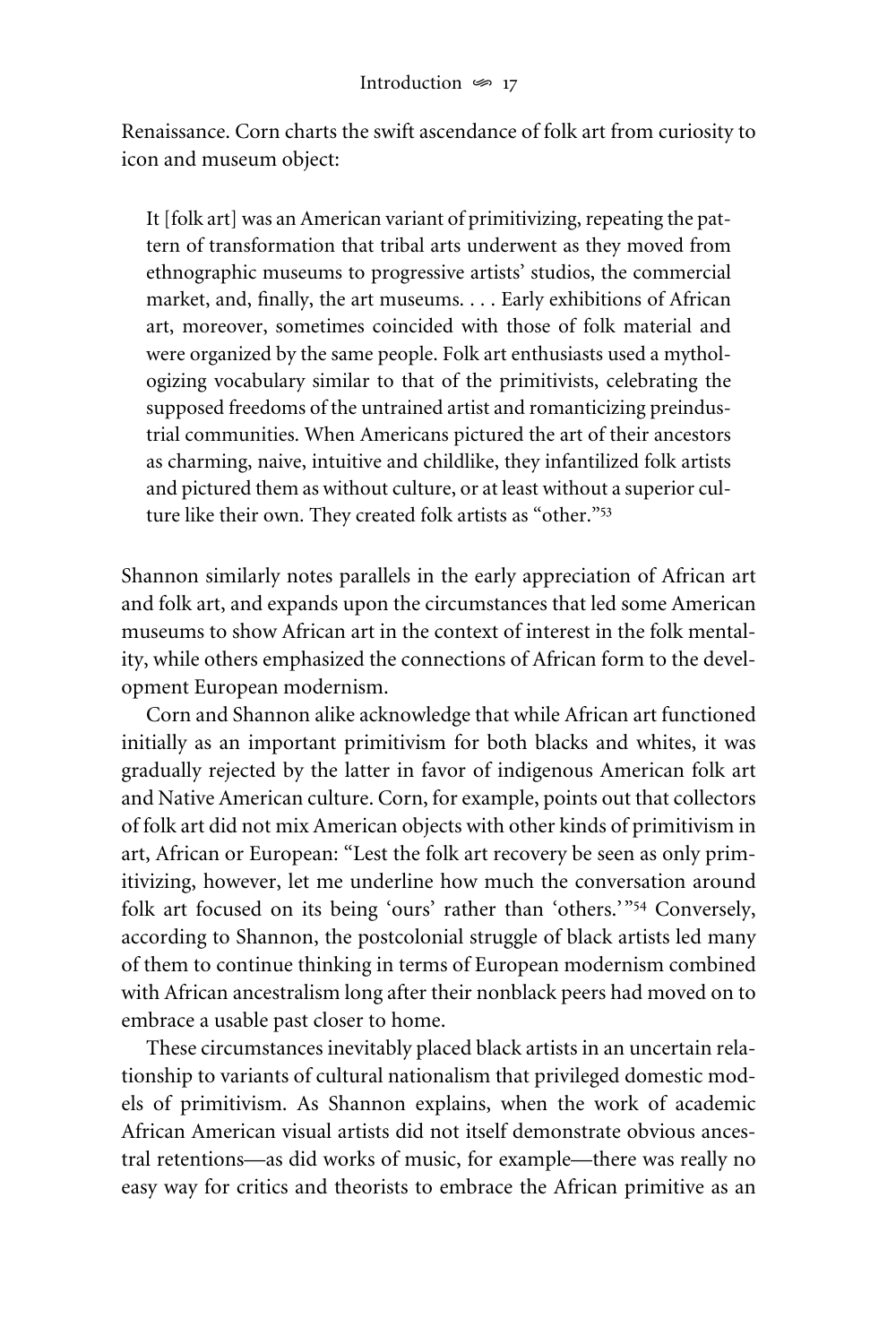Renaissance. Corn charts the swift ascendance of folk art from curiosity to icon and museum object:

> It [folk art] was an American variant of primitivizing, repeating the pattern of transformation that tribal arts underwent as they moved from ethnographic museums to progressive artists' studios, the commercial market, and, finally, the art museums. . . . Early exhibitions of African art, moreover, sometimes coincided with those of folk material and were organized by the same people. Folk art enthusiasts used a mythologizing vocabulary similar to that of the primitivists, celebrating the supposed freedoms of the untrained artist and romanticizing preindustrial communities. When Americans pictured the art of their ancestors as charming, naive, intuitive and childlike, they infantilized folk artists and pictured them as without culture, or at least without a superior culture like their own. They created folk artists as "other."[53]

Shannon similarly notes parallels in the early appreciation of African art and folk art, and expands upon the circumstances that led some American museums to show African art in the context of interest in the folk mentality, while others emphasized the connections of African form to the development European modernism.

Corn and Shannon alike acknowledge that while African art functioned initially as an important primitivism for both blacks and whites, it was gradually rejected by the latter in favor of indigenous American folk art and Native American culture. Corn, for example, points out that collectors of folk art did not mix American objects with other kinds of primitivism in art, African or European: "Lest the folk art recovery be seen as only primitivizing, however, let me underline how much the conversation around folk art focused on its being 'ours' rather than 'others.'"[54] Conversely, according to Shannon, the postcolonial struggle of black artists led many of them to continue thinking in terms of European modernism combined with African ancestralism long after their nonblack peers had moved on to embrace a usable past closer to home.

These circumstances inevitably placed black artists in an uncertain relationship to variants of cultural nationalism that privileged domestic models of primitivism. As Shannon explains, when the work of academic African American visual artists did not itself demonstrate obvious ancestral retentions—as did works of music, for example—there was really no easy way for critics and theorists to embrace the African primitive as an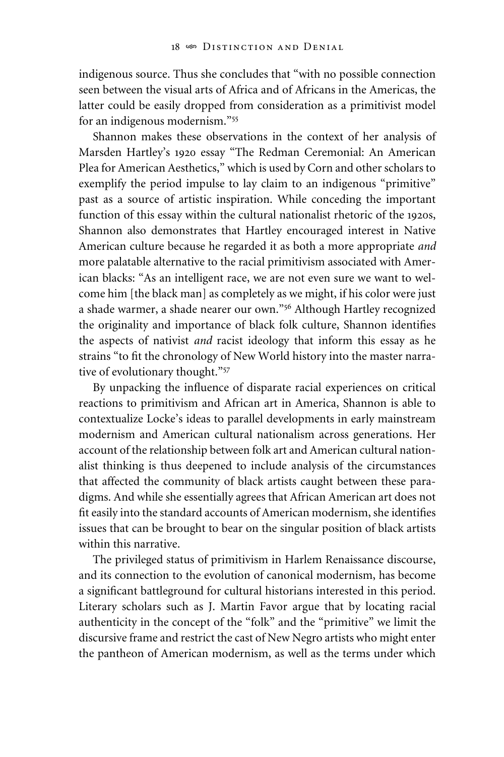indigenous source. Thus she concludes that "with no possible connection seen between the visual arts of Africa and of Africans in the Americas, the latter could be easily dropped from consideration as a primitivist model for an indigenous modernism."[55]

Shannon makes these observations in the context of her analysis of Marsden Hartley's 1920 essay "The Redman Ceremonial: An American Plea for American Aesthetics," which is used by Corn and other scholars to exemplify the period impulse to lay claim to an indigenous "primitive" past as a source of artistic inspiration. While conceding the important function of this essay within the cultural nationalist rhetoric of the 1920s, Shannon also demonstrates that Hartley encouraged interest in Native American culture because he regarded it as both a more appropriate *and* more palatable alternative to the racial primitivism associated with American blacks: "As an intelligent race, we are not even sure we want to welcome him [the black man] as completely as we might, if his color were just a shade warmer, a shade nearer our own."[56] Although Hartley recognized the originality and importance of black folk culture, Shannon identifies the aspects of nativist *and* racist ideology that inform this essay as he strains "to fit the chronology of New World history into the master narrative of evolutionary thought."[57]

By unpacking the influence of disparate racial experiences on critical reactions to primitivism and African art in America, Shannon is able to contextualize Locke's ideas to parallel developments in early mainstream modernism and American cultural nationalism across generations. Her account of the relationship between folk art and American cultural nationalist thinking is thus deepened to include analysis of the circumstances that affected the community of black artists caught between these paradigms. And while she essentially agrees that African American art does not fit easily into the standard accounts of American modernism, she identifies issues that can be brought to bear on the singular position of black artists within this narrative.

The privileged status of primitivism in Harlem Renaissance discourse, and its connection to the evolution of canonical modernism, has become a significant battleground for cultural historians interested in this period. Literary scholars such as J. Martin Favor argue that by locating racial authenticity in the concept of the "folk" and the "primitive" we limit the discursive frame and restrict the cast of New Negro artists who might enter the pantheon of American modernism, as well as the terms under which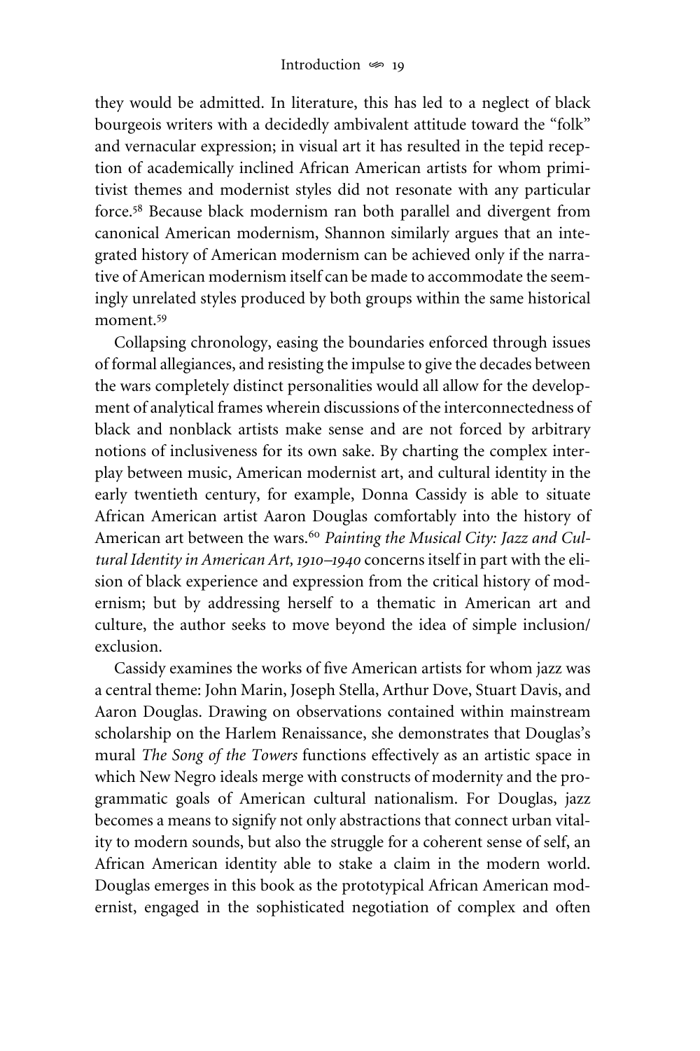they would be admitted. In literature, this has led to a neglect of black bourgeois writers with a decidedly ambivalent attitude toward the "folk" and vernacular expression; in visual art it has resulted in the tepid reception of academically inclined African American artists for whom primitivist themes and modernist styles did not resonate with any particular force.[58] Because black modernism ran both parallel and divergent from canonical American modernism, Shannon similarly argues that an integrated history of American modernism can be achieved only if the narrative of American modernism itself can be made to accommodate the seemingly unrelated styles produced by both groups within the same historical moment.[59]

Collapsing chronology, easing the boundaries enforced through issues of formal allegiances, and resisting the impulse to give the decades between the wars completely distinct personalities would all allow for the development of analytical frames wherein discussions of the interconnectedness of black and nonblack artists make sense and are not forced by arbitrary notions of inclusiveness for its own sake. By charting the complex interplay between music, American modernist art, and cultural identity in the early twentieth century, for example, Donna Cassidy is able to situate African American artist Aaron Douglas comfortably into the history of American art between the wars.[60] *Painting the Musical City: Jazz and Cultural Identity in American Art, 1910–1940* concerns itself in part with the elision of black experience and expression from the critical history of modernism; but by addressing herself to a thematic in American art and culture, the author seeks to move beyond the idea of simple inclusion/exclusion.

Cassidy examines the works of five American artists for whom jazz was a central theme: John Marin, Joseph Stella, Arthur Dove, Stuart Davis, and Aaron Douglas. Drawing on observations contained within mainstream scholarship on the Harlem Renaissance, she demonstrates that Douglas's mural *The Song of the Towers* functions effectively as an artistic space in which New Negro ideals merge with constructs of modernity and the programmatic goals of American cultural nationalism. For Douglas, jazz becomes a means to signify not only abstractions that connect urban vitality to modern sounds, but also the struggle for a coherent sense of self, an African American identity able to stake a claim in the modern world. Douglas emerges in this book as the prototypical African American modernist, engaged in the sophisticated negotiation of complex and often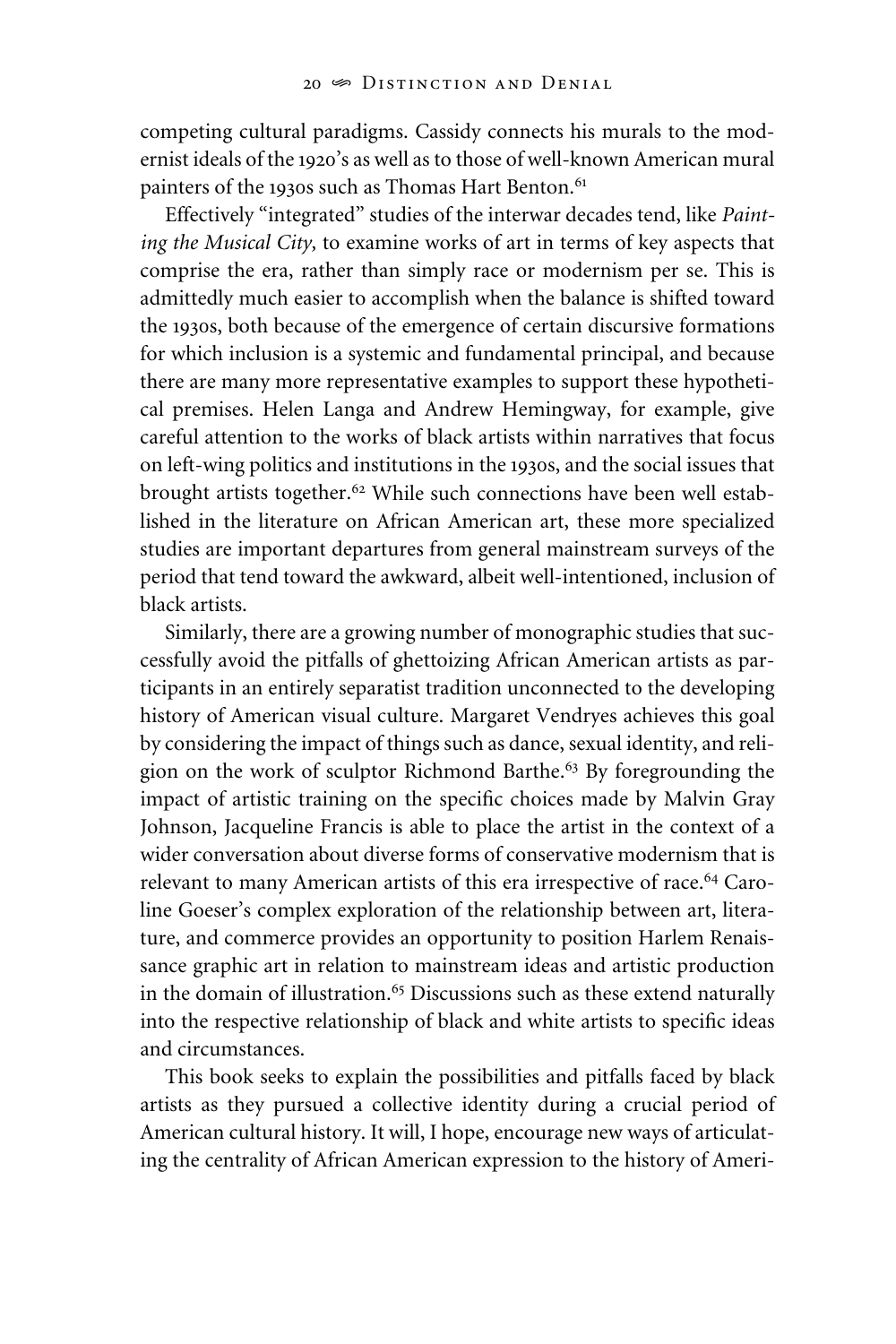competing cultural paradigms. Cassidy connects his murals to the modernist ideals of the 1920's as well as to those of well-known American mural painters of the 1930s such as Thomas Hart Benton.[61]

Effectively "integrated" studies of the interwar decades tend, like *Painting the Musical City,* to examine works of art in terms of key aspects that comprise the era, rather than simply race or modernism per se. This is admittedly much easier to accomplish when the balance is shifted toward the 1930s, both because of the emergence of certain discursive formations for which inclusion is a systemic and fundamental principal, and because there are many more representative examples to support these hypothetical premises. Helen Langa and Andrew Hemingway, for example, give careful attention to the works of black artists within narratives that focus on left-wing politics and institutions in the 1930s, and the social issues that brought artists together.[62] While such connections have been well established in the literature on African American art, these more specialized studies are important departures from general mainstream surveys of the period that tend toward the awkward, albeit well-intentioned, inclusion of black artists.

Similarly, there are a growing number of monographic studies that successfully avoid the pitfalls of ghettoizing African American artists as participants in an entirely separatist tradition unconnected to the developing history of American visual culture. Margaret Vendryes achieves this goal by considering the impact of things such as dance, sexual identity, and religion on the work of sculptor Richmond Barthe.[63] By foregrounding the impact of artistic training on the specific choices made by Malvin Gray Johnson, Jacqueline Francis is able to place the artist in the context of a wider conversation about diverse forms of conservative modernism that is relevant to many American artists of this era irrespective of race.[64] Caroline Goeser's complex exploration of the relationship between art, literature, and commerce provides an opportunity to position Harlem Renaissance graphic art in relation to mainstream ideas and artistic production in the domain of illustration.[65] Discussions such as these extend naturally into the respective relationship of black and white artists to specific ideas and circumstances.

This book seeks to explain the possibilities and pitfalls faced by black artists as they pursued a collective identity during a crucial period of American cultural history. It will, I hope, encourage new ways of articulating the centrality of African American expression to the history of Ameri-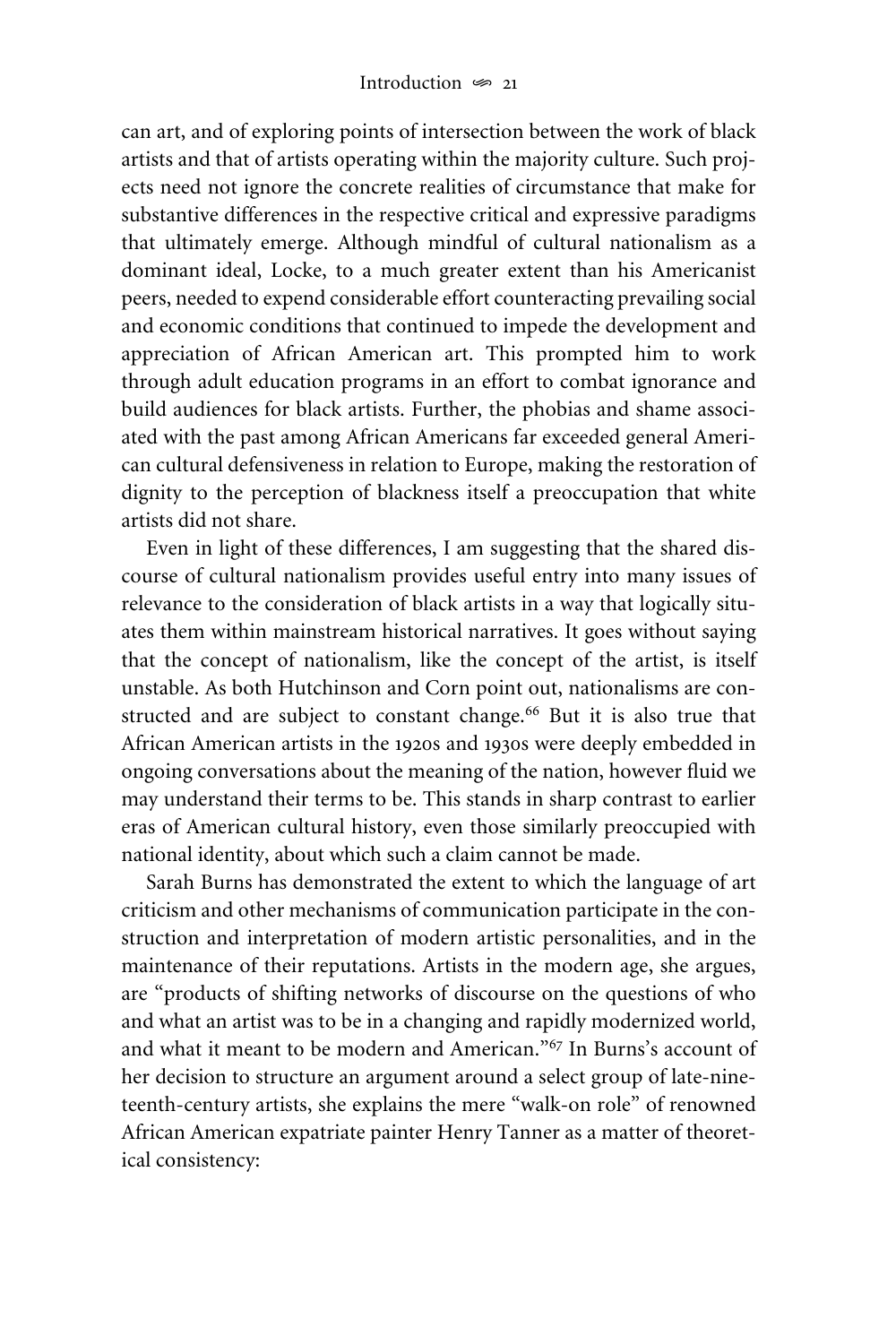can art, and of exploring points of intersection between the work of black artists and that of artists operating within the majority culture. Such projects need not ignore the concrete realities of circumstance that make for substantive differences in the respective critical and expressive paradigms that ultimately emerge. Although mindful of cultural nationalism as a dominant ideal, Locke, to a much greater extent than his Americanist peers, needed to expend considerable effort counteracting prevailing social and economic conditions that continued to impede the development and appreciation of African American art. This prompted him to work through adult education programs in an effort to combat ignorance and build audiences for black artists. Further, the phobias and shame associated with the past among African Americans far exceeded general American cultural defensiveness in relation to Europe, making the restoration of dignity to the perception of blackness itself a preoccupation that white artists did not share.

Even in light of these differences, I am suggesting that the shared discourse of cultural nationalism provides useful entry into many issues of relevance to the consideration of black artists in a way that logically situates them within mainstream historical narratives. It goes without saying that the concept of nationalism, like the concept of the artist, is itself unstable. As both Hutchinson and Corn point out, nationalisms are constructed and are subject to constant change.[66] But it is also true that African American artists in the 1920s and 1930s were deeply embedded in ongoing conversations about the meaning of the nation, however fluid we may understand their terms to be. This stands in sharp contrast to earlier eras of American cultural history, even those similarly preoccupied with national identity, about which such a claim cannot be made.

Sarah Burns has demonstrated the extent to which the language of art criticism and other mechanisms of communication participate in the construction and interpretation of modern artistic personalities, and in the maintenance of their reputations. Artists in the modern age, she argues, are "products of shifting networks of discourse on the questions of who and what an artist was to be in a changing and rapidly modernized world, and what it meant to be modern and American."[67] In Burns's account of her decision to structure an argument around a select group of late-nineteenth-century artists, she explains the mere "walk-on role" of renowned African American expatriate painter Henry Tanner as a matter of theoretical consistency: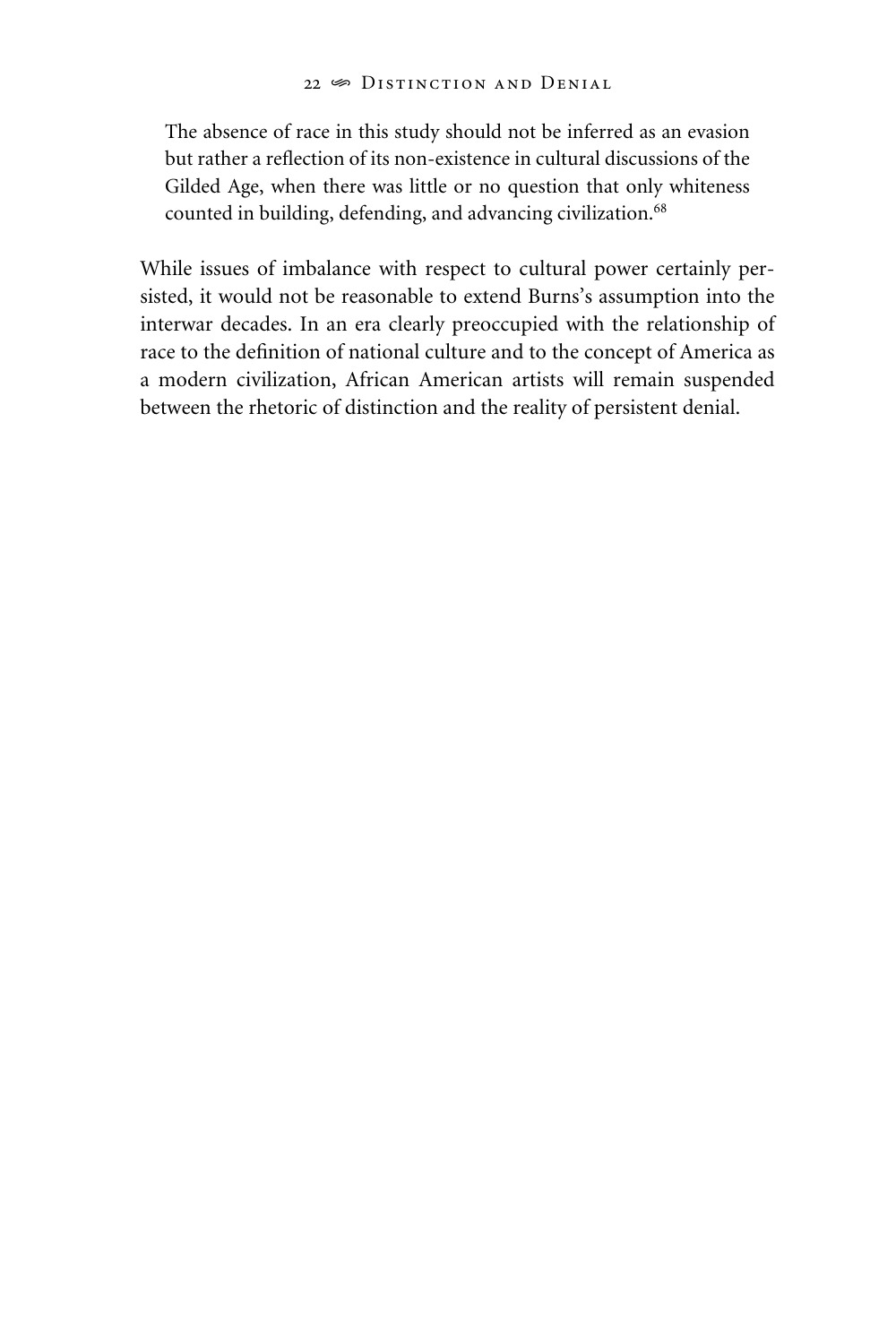> The absence of race in this study should not be inferred as an evasion but rather a reflection of its non-existence in cultural discussions of the Gilded Age, when there was little or no question that only whiteness counted in building, defending, and advancing civilization.[68]

While issues of imbalance with respect to cultural power certainly persisted, it would not be reasonable to extend Burns's assumption into the interwar decades. In an era clearly preoccupied with the relationship of race to the definition of national culture and to the concept of America as a modern civilization, African American artists will remain suspended between the rhetoric of distinction and the reality of persistent denial.